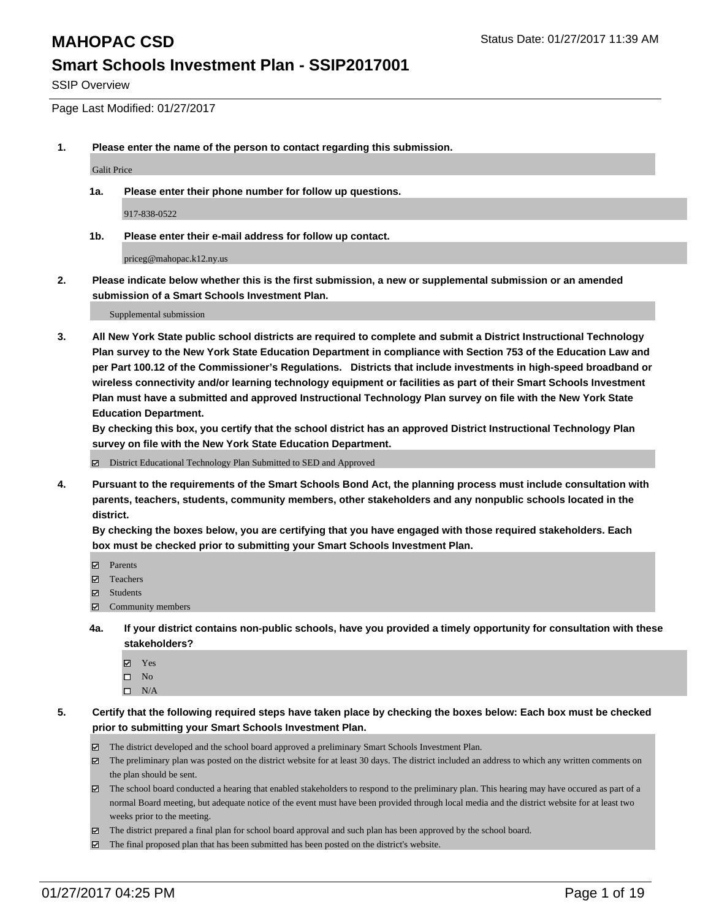# MAHOPAC CSD

Status Date: 01/27/2017 11:39 AM

## Smart Schools Investment Plan - SSIP2017001

SSIP Overview

Page Last Modified: 01/27/2017

1. **Please enter the name of the person to contact regarding this submission.**

   Galit Price

   1a. **Please enter their phone number for follow up questions.**

   917-838-0522

   1b. **Please enter their e-mail address for follow up contact.**

   priceg@mahopac.k12.ny.us

2. **Please indicate below whether this is the first submission, a new or supplemental submission or an amended submission of a Smart Schools Investment Plan.**

   Supplemental submission

3. **All New York State public school districts are required to complete and submit a District Instructional Technology Plan survey to the New York State Education Department in compliance with Section 753 of the Education Law and per Part 100.12 of the Commissioner's Regulations. Districts that include investments in high-speed broadband or wireless connectivity and/or learning technology equipment or facilities as part of their Smart Schools Investment Plan must have a submitted and approved Instructional Technology Plan survey on file with the New York State Education Department.**
   **By checking this box, you certify that the school district has an approved District Instructional Technology Plan survey on file with the New York State Education Department.**

   - [x] District Educational Technology Plan Submitted to SED and Approved

4. **Pursuant to the requirements of the Smart Schools Bond Act, the planning process must include consultation with parents, teachers, students, community members, other stakeholders and any nonpublic schools located in the district.**
   **By checking the boxes below, you are certifying that you have engaged with those required stakeholders. Each box must be checked prior to submitting your Smart Schools Investment Plan.**

   - [x] Parents
   - [x] Teachers
   - [x] Students
   - [x] Community members

   4a. **If your district contains non-public schools, have you provided a timely opportunity for consultation with these stakeholders?**

   - [x] Yes
   - [ ] No
   - [ ] N/A

5. **Certify that the following required steps have taken place by checking the boxes below: Each box must be checked prior to submitting your Smart Schools Investment Plan.**

   - [x] The district developed and the school board approved a preliminary Smart Schools Investment Plan.
   - [x] The preliminary plan was posted on the district website for at least 30 days. The district included an address to which any written comments on the plan should be sent.
   - [x] The school board conducted a hearing that enabled stakeholders to respond to the preliminary plan. This hearing may have occured as part of a normal Board meeting, but adequate notice of the event must have been provided through local media and the district website for at least two weeks prior to the meeting.
   - [x] The district prepared a final plan for school board approval and such plan has been approved by the school board.
   - [x] The final proposed plan that has been submitted has been posted on the district's website.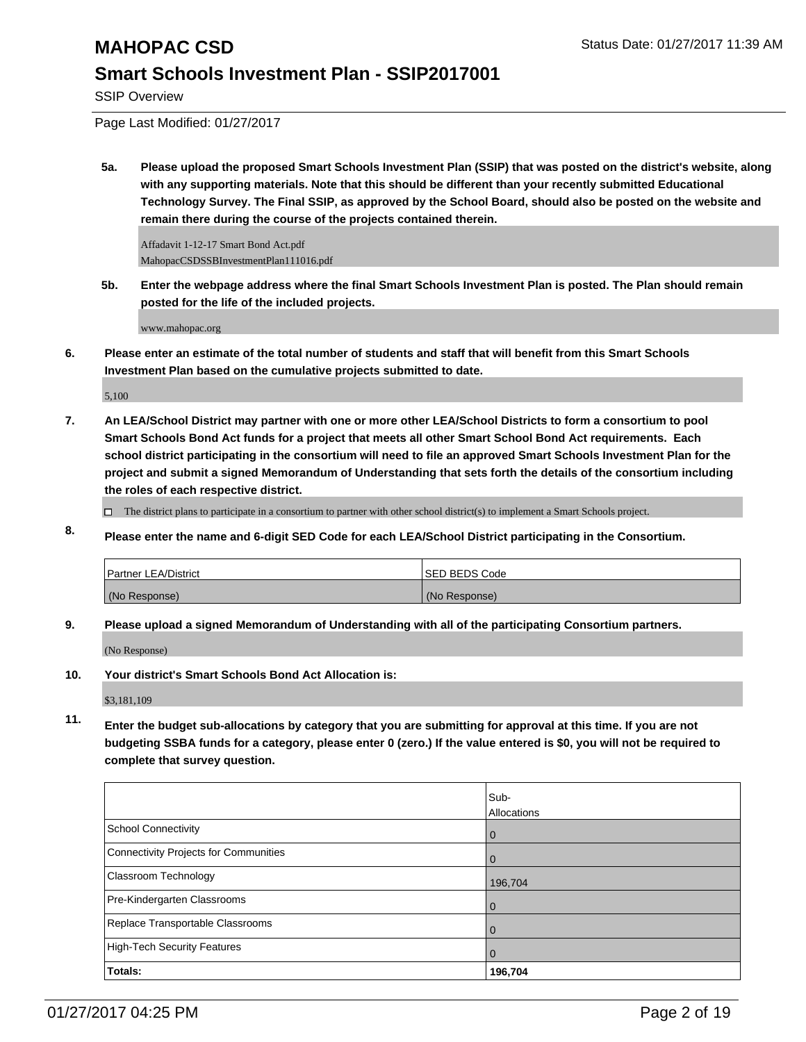# MAHOPAC CSD

Status Date: 01/27/2017 11:39 AM

## Smart Schools Investment Plan - SSIP2017001

SSIP Overview

Page Last Modified: 01/27/2017

**5a. Please upload the proposed Smart Schools Investment Plan (SSIP) that was posted on the district's website, along with any supporting materials. Note that this should be different than your recently submitted Educational Technology Survey. The Final SSIP, as approved by the School Board, should also be posted on the website and remain there during the course of the projects contained therein.**

Affadavit 1-12-17 Smart Bond Act.pdf
MahopacCSDSSBInvestmentPlan111016.pdf

**5b. Enter the webpage address where the final Smart Schools Investment Plan is posted. The Plan should remain posted for the life of the included projects.**

www.mahopac.org

**6. Please enter an estimate of the total number of students and staff that will benefit from this Smart Schools Investment Plan based on the cumulative projects submitted to date.**

5,100

**7. An LEA/School District may partner with one or more other LEA/School Districts to form a consortium to pool Smart Schools Bond Act funds for a project that meets all other Smart School Bond Act requirements. Each school district participating in the consortium will need to file an approved Smart Schools Investment Plan for the project and submit a signed Memorandum of Understanding that sets forth the details of the consortium including the roles of each respective district.**

☐ The district plans to participate in a consortium to partner with other school district(s) to implement a Smart Schools project.

**8. Please enter the name and 6-digit SED Code for each LEA/School District participating in the Consortium.**

| Partner LEA/District | SED BEDS Code |
| --- | --- |
| (No Response) | (No Response) |

**9. Please upload a signed Memorandum of Understanding with all of the participating Consortium partners.**

(No Response)

**10. Your district's Smart Schools Bond Act Allocation is:**

$3,181,109

**11. Enter the budget sub-allocations by category that you are submitting for approval at this time. If you are not budgeting SSBA funds for a category, please enter 0 (zero.) If the value entered is $0, you will not be required to complete that survey question.**

| | Sub-Allocations |
| --- | --- |
| School Connectivity | 0 |
| Connectivity Projects for Communities | 0 |
| Classroom Technology | 196,704 |
| Pre-Kindergarten Classrooms | 0 |
| Replace Transportable Classrooms | 0 |
| High-Tech Security Features | 0 |
| **Totals:** | **196,704** |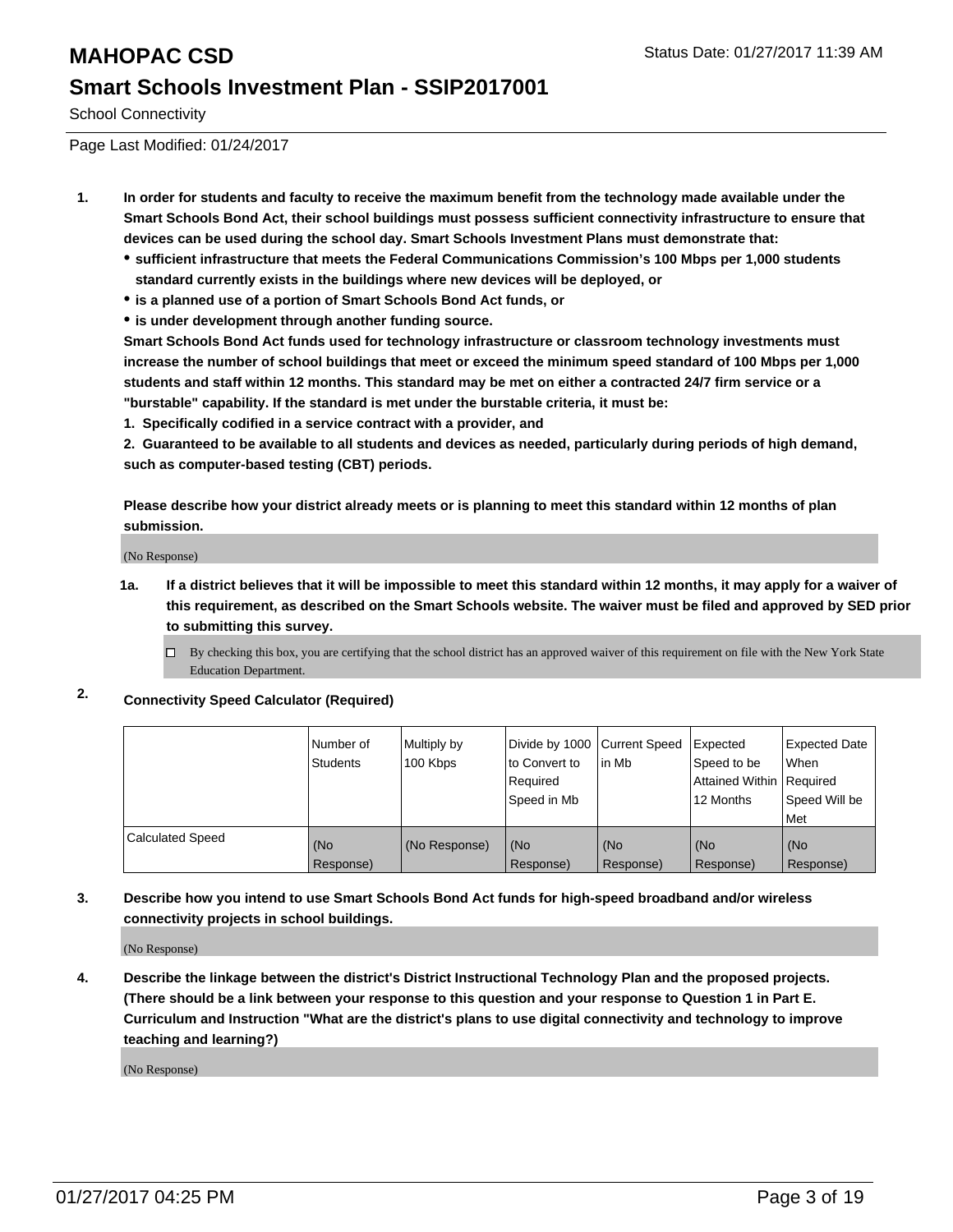# MAHOPAC CSD

Status Date: 01/27/2017 11:39 AM

## Smart Schools Investment Plan - SSIP2017001

School Connectivity

Page Last Modified: 01/24/2017

**1. In order for students and faculty to receive the maximum benefit from the technology made available under the Smart Schools Bond Act, their school buildings must possess sufficient connectivity infrastructure to ensure that devices can be used during the school day. Smart Schools Investment Plans must demonstrate that:**

- **sufficient infrastructure that meets the Federal Communications Commission's 100 Mbps per 1,000 students standard currently exists in the buildings where new devices will be deployed, or**
- **is a planned use of a portion of Smart Schools Bond Act funds, or**
- **is under development through another funding source.**

**Smart Schools Bond Act funds used for technology infrastructure or classroom technology investments must increase the number of school buildings that meet or exceed the minimum speed standard of 100 Mbps per 1,000 students and staff within 12 months. This standard may be met on either a contracted 24/7 firm service or a "burstable" capability. If the standard is met under the burstable criteria, it must be:**

**1. Specifically codified in a service contract with a provider, and**

**2. Guaranteed to be available to all students and devices as needed, particularly during periods of high demand, such as computer-based testing (CBT) periods.**

**Please describe how your district already meets or is planning to meet this standard within 12 months of plan submission.**

(No Response)

**1a. If a district believes that it will be impossible to meet this standard within 12 months, it may apply for a waiver of this requirement, as described on the Smart Schools website. The waiver must be filed and approved by SED prior to submitting this survey.**

☐ By checking this box, you are certifying that the school district has an approved waiver of this requirement on file with the New York State Education Department.

**2. Connectivity Speed Calculator (Required)**

| | Number of Students | Multiply by 100 Kbps | Divide by 1000 to Convert to Required Speed in Mb | Current Speed in Mb | Expected Speed to be Attained Within 12 Months | Expected Date When Required Speed Will be Met |
|---|---|---|---|---|---|---|
| Calculated Speed | (No Response) | (No Response) | (No Response) | (No Response) | (No Response) | (No Response) |

**3. Describe how you intend to use Smart Schools Bond Act funds for high-speed broadband and/or wireless connectivity projects in school buildings.**

(No Response)

**4. Describe the linkage between the district's District Instructional Technology Plan and the proposed projects. (There should be a link between your response to this question and your response to Question 1 in Part E. Curriculum and Instruction "What are the district's plans to use digital connectivity and technology to improve teaching and learning?)**

(No Response)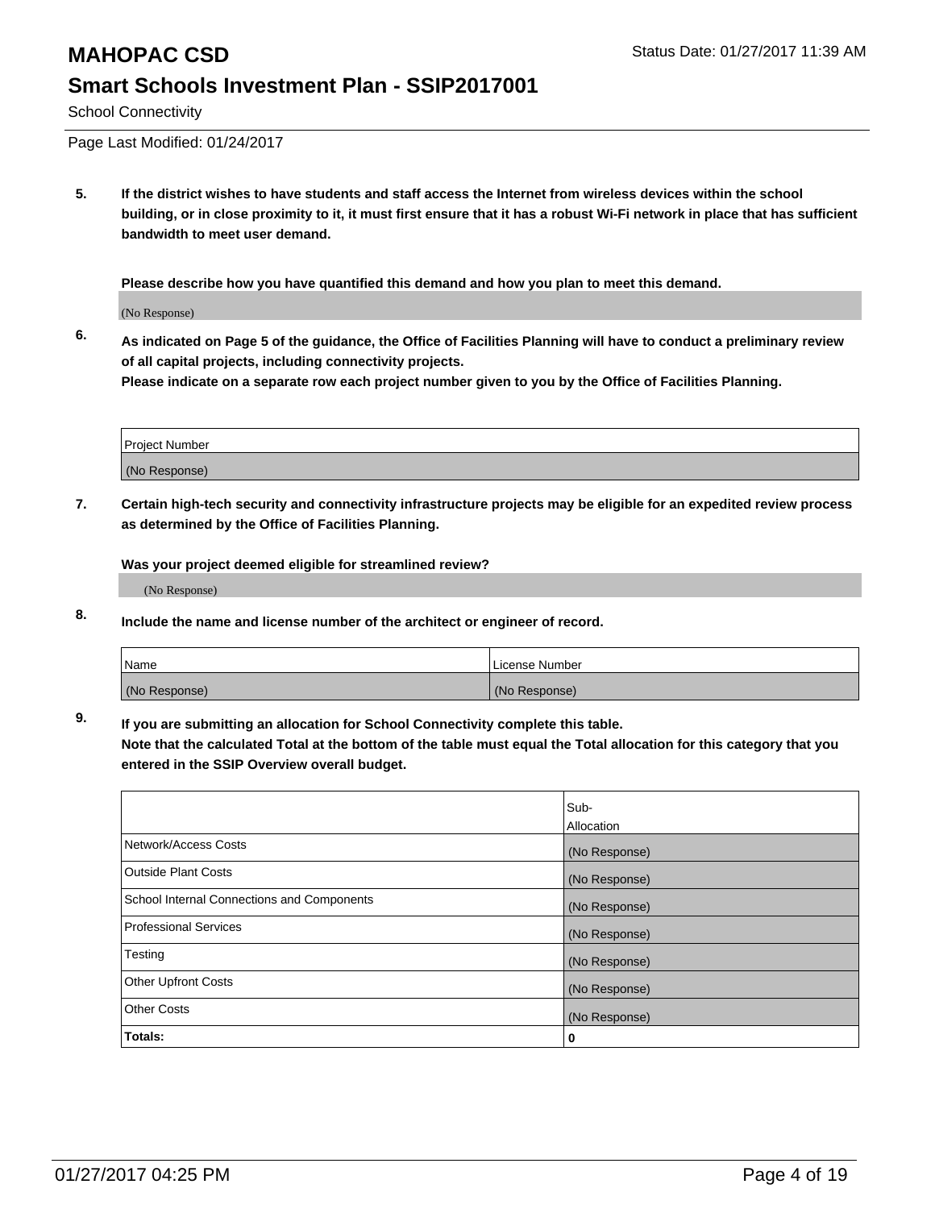# MAHOPAC CSD

## Smart Schools Investment Plan - SSIP2017001

School Connectivity

Page Last Modified: 01/24/2017

Status Date: 01/27/2017 11:39 AM

**5. If the district wishes to have students and staff access the Internet from wireless devices within the school building, or in close proximity to it, it must first ensure that it has a robust Wi-Fi network in place that has sufficient bandwidth to meet user demand.**

**Please describe how you have quantified this demand and how you plan to meet this demand.**

(No Response)

**6. As indicated on Page 5 of the guidance, the Office of Facilities Planning will have to conduct a preliminary review of all capital projects, including connectivity projects.**
**Please indicate on a separate row each project number given to you by the Office of Facilities Planning.**

| Project Number |
| --- |
| (No Response) |

**7. Certain high-tech security and connectivity infrastructure projects may be eligible for an expedited review process as determined by the Office of Facilities Planning.**

**Was your project deemed eligible for streamlined review?**

(No Response)

**8. Include the name and license number of the architect or engineer of record.**

| Name | License Number |
| --- | --- |
| (No Response) | (No Response) |

**9. If you are submitting an allocation for School Connectivity complete this table.**
**Note that the calculated Total at the bottom of the table must equal the Total allocation for this category that you entered in the SSIP Overview overall budget.**

| | Sub-Allocation |
| --- | --- |
| Network/Access Costs | (No Response) |
| Outside Plant Costs | (No Response) |
| School Internal Connections and Components | (No Response) |
| Professional Services | (No Response) |
| Testing | (No Response) |
| Other Upfront Costs | (No Response) |
| Other Costs | (No Response) |
| **Totals:** | **0** |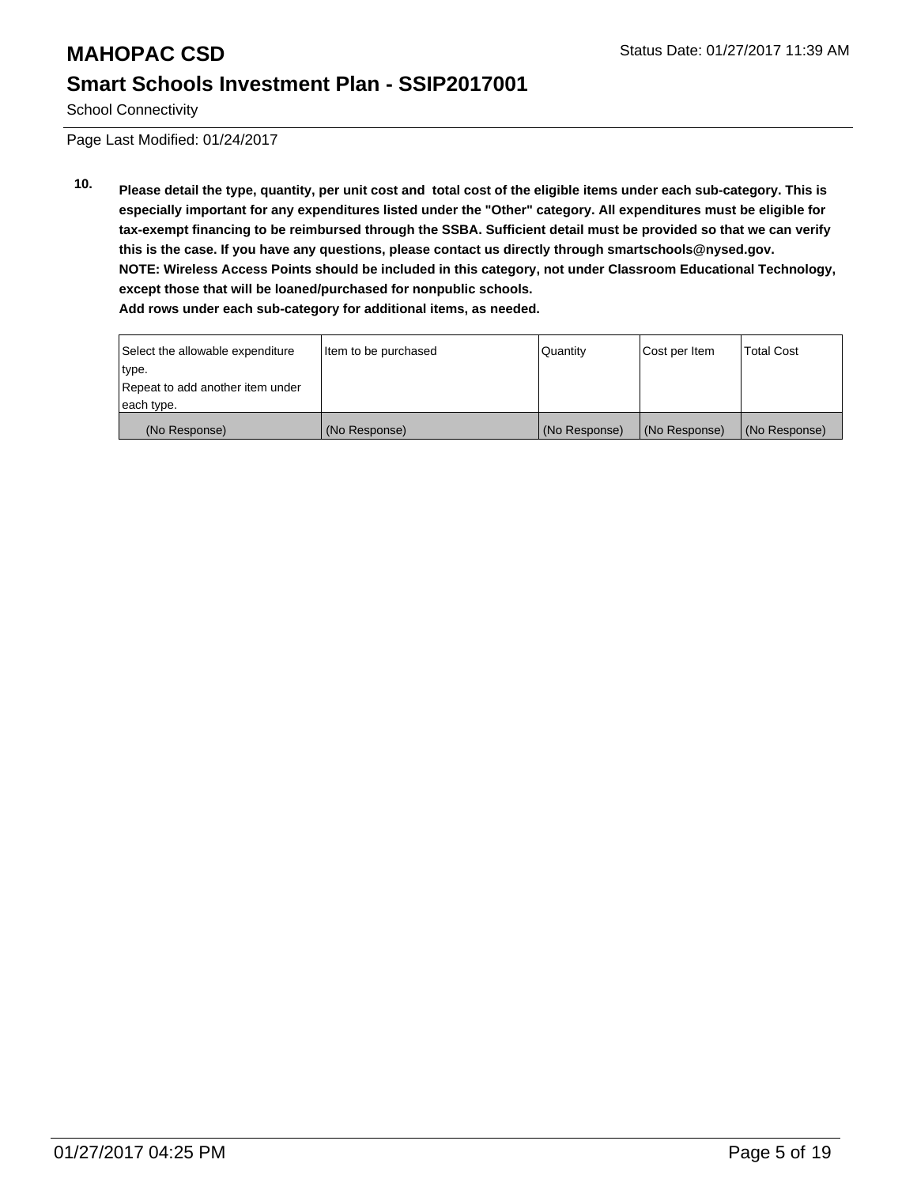# MAHOPAC CSD

Status Date: 01/27/2017 11:39 AM

## Smart Schools Investment Plan - SSIP2017001

School Connectivity

Page Last Modified: 01/24/2017

**10. Please detail the type, quantity, per unit cost and total cost of the eligible items under each sub-category. This is especially important for any expenditures listed under the "Other" category. All expenditures must be eligible for tax-exempt financing to be reimbursed through the SSBA. Sufficient detail must be provided so that we can verify this is the case. If you have any questions, please contact us directly through smartschools@nysed.gov.**
**NOTE: Wireless Access Points should be included in this category, not under Classroom Educational Technology, except those that will be loaned/purchased for nonpublic schools.**
**Add rows under each sub-category for additional items, as needed.**

| Select the allowable expenditure type. Repeat to add another item under each type. | Item to be purchased | Quantity | Cost per Item | Total Cost |
|---|---|---|---|---|
| (No Response) | (No Response) | (No Response) | (No Response) | (No Response) |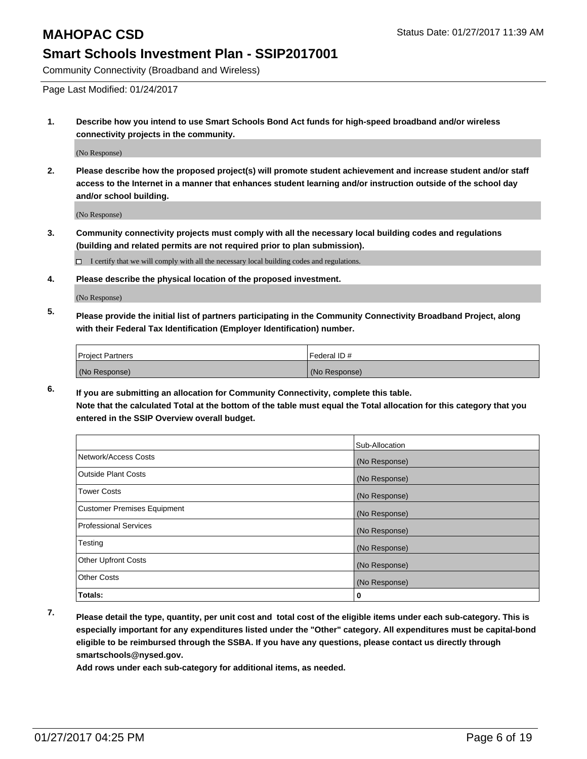# MAHOPAC CSD

Status Date: 01/27/2017 11:39 AM

## Smart Schools Investment Plan - SSIP2017001

Community Connectivity (Broadband and Wireless)

Page Last Modified: 01/24/2017

**1. Describe how you intend to use Smart Schools Bond Act funds for high-speed broadband and/or wireless connectivity projects in the community.**

(No Response)

**2. Please describe how the proposed project(s) will promote student achievement and increase student and/or staff access to the Internet in a manner that enhances student learning and/or instruction outside of the school day and/or school building.**

(No Response)

**3. Community connectivity projects must comply with all the necessary local building codes and regulations (building and related permits are not required prior to plan submission).**

☐ I certify that we will comply with all the necessary local building codes and regulations.

**4. Please describe the physical location of the proposed investment.**

(No Response)

**5. Please provide the initial list of partners participating in the Community Connectivity Broadband Project, along with their Federal Tax Identification (Employer Identification) number.**

| Project Partners | Federal ID # |
|---|---|
| (No Response) | (No Response) |

**6. If you are submitting an allocation for Community Connectivity, complete this table.**
**Note that the calculated Total at the bottom of the table must equal the Total allocation for this category that you entered in the SSIP Overview overall budget.**

| | Sub-Allocation |
|---|---|
| Network/Access Costs | (No Response) |
| Outside Plant Costs | (No Response) |
| Tower Costs | (No Response) |
| Customer Premises Equipment | (No Response) |
| Professional Services | (No Response) |
| Testing | (No Response) |
| Other Upfront Costs | (No Response) |
| Other Costs | (No Response) |
| **Totals:** | **0** |

**7. Please detail the type, quantity, per unit cost and total cost of the eligible items under each sub-category. This is especially important for any expenditures listed under the "Other" category. All expenditures must be capital-bond eligible to be reimbursed through the SSBA. If you have any questions, please contact us directly through smartschools@nysed.gov.**

**Add rows under each sub-category for additional items, as needed.**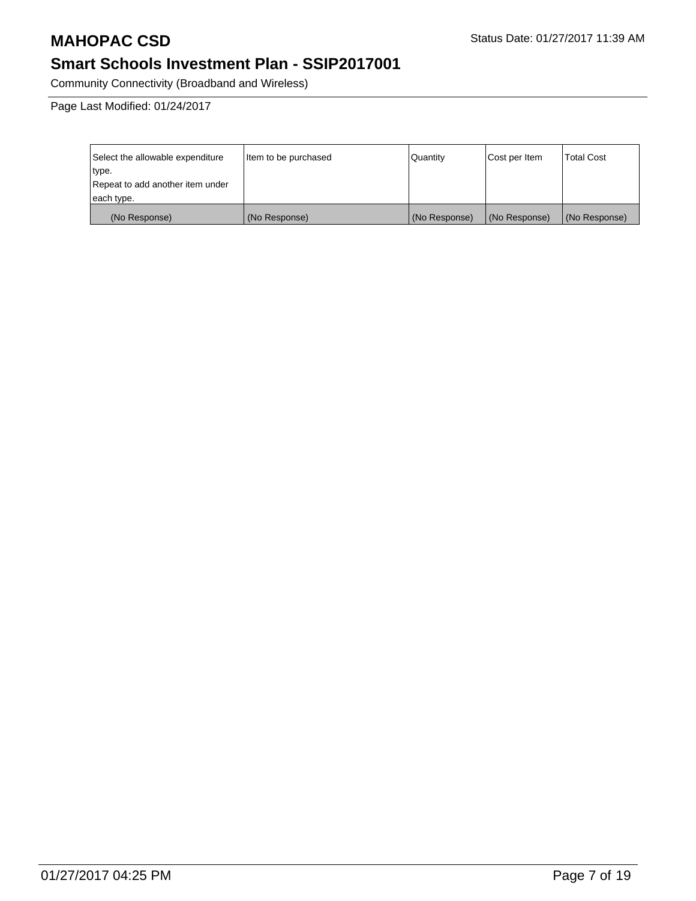# MAHOPAC CSD

## Smart Schools Investment Plan - SSIP2017001

Community Connectivity (Broadband and Wireless)

Page Last Modified: 01/24/2017

| Select the allowable expenditure type. Repeat to add another item under each type. | Item to be purchased | Quantity | Cost per Item | Total Cost |
| --- | --- | --- | --- | --- |
| (No Response) | (No Response) | (No Response) | (No Response) | (No Response) |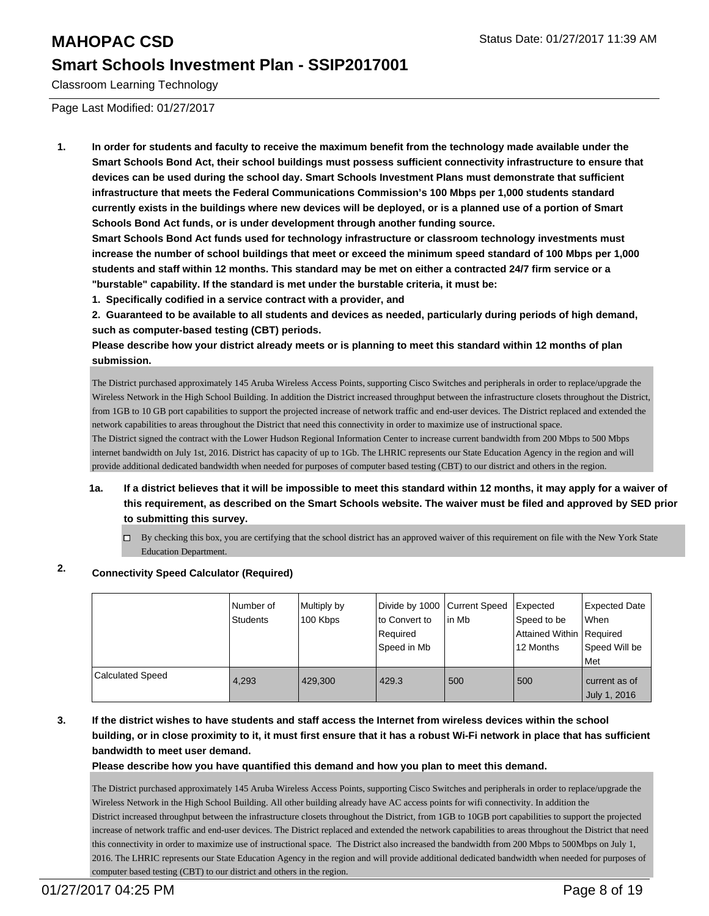# MAHOPAC CSD

## Smart Schools Investment Plan - SSIP2017001

Classroom Learning Technology

Status Date: 01/27/2017 11:39 AM

Page Last Modified: 01/27/2017

**1. In order for students and faculty to receive the maximum benefit from the technology made available under the Smart Schools Bond Act, their school buildings must possess sufficient connectivity infrastructure to ensure that devices can be used during the school day. Smart Schools Investment Plans must demonstrate that sufficient infrastructure that meets the Federal Communications Commission's 100 Mbps per 1,000 students standard currently exists in the buildings where new devices will be deployed, or is a planned use of a portion of Smart Schools Bond Act funds, or is under development through another funding source.**

**Smart Schools Bond Act funds used for technology infrastructure or classroom technology investments must increase the number of school buildings that meet or exceed the minimum speed standard of 100 Mbps per 1,000 students and staff within 12 months. This standard may be met on either a contracted 24/7 firm service or a "burstable" capability. If the standard is met under the burstable criteria, it must be:**

**1. Specifically codified in a service contract with a provider, and**

**2. Guaranteed to be available to all students and devices as needed, particularly during periods of high demand, such as computer-based testing (CBT) periods.**

**Please describe how your district already meets or is planning to meet this standard within 12 months of plan submission.**

The District purchased approximately 145 Aruba Wireless Access Points, supporting Cisco Switches and peripherals in order to replace/upgrade the Wireless Network in the High School Building. In addition the District increased throughput between the infrastructure closets throughout the District, from 1GB to 10 GB port capabilities to support the projected increase of network traffic and end-user devices. The District replaced and extended the network capabilities to areas throughout the District that need this connectivity in order to maximize use of instructional space.
The District signed the contract with the Lower Hudson Regional Information Center to increase current bandwidth from 200 Mbps to 500 Mbps internet bandwidth on July 1st, 2016. District has capacity of up to 1Gb. The LHRIC represents our State Education Agency in the region and will provide additional dedicated bandwidth when needed for purposes of computer based testing (CBT) to our district and others in the region.

**1a. If a district believes that it will be impossible to meet this standard within 12 months, it may apply for a waiver of this requirement, as described on the Smart Schools website. The waiver must be filed and approved by SED prior to submitting this survey.**

☐ By checking this box, you are certifying that the school district has an approved waiver of this requirement on file with the New York State Education Department.

**2. Connectivity Speed Calculator (Required)**

| | Number of Students | Multiply by 100 Kbps | Divide by 1000 to Convert to Required Speed in Mb | Current Speed in Mb | Expected Speed to be Attained Within 12 Months | Expected Date When Required Speed Will be Met |
|---|---|---|---|---|---|---|
| Calculated Speed | 4,293 | 429,300 | 429.3 | 500 | 500 | current as of July 1, 2016 |

**3. If the district wishes to have students and staff access the Internet from wireless devices within the school building, or in close proximity to it, it must first ensure that it has a robust Wi-Fi network in place that has sufficient bandwidth to meet user demand.**

**Please describe how you have quantified this demand and how you plan to meet this demand.**

The District purchased approximately 145 Aruba Wireless Access Points, supporting Cisco Switches and peripherals in order to replace/upgrade the Wireless Network in the High School Building. All other building already have AC access points for wifi connectivity. In addition the District increased throughput between the infrastructure closets throughout the District, from 1GB to 10GB port capabilities to support the projected increase of network traffic and end-user devices. The District replaced and extended the network capabilities to areas throughout the District that need this connectivity in order to maximize use of instructional space. The District also increased the bandwidth from 200 Mbps to 500Mbps on July 1, 2016. The LHRIC represents our State Education Agency in the region and will provide additional dedicated bandwidth when needed for purposes of computer based testing (CBT) to our district and others in the region.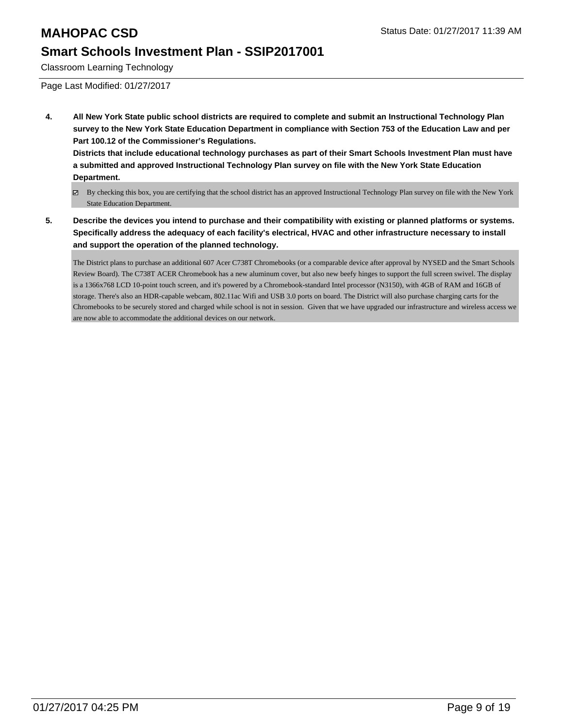# MAHOPAC CSD

## Smart Schools Investment Plan - SSIP2017001

Classroom Learning Technology

Page Last Modified: 01/27/2017

**4. All New York State public school districts are required to complete and submit an Instructional Technology Plan survey to the New York State Education Department in compliance with Section 753 of the Education Law and per Part 100.12 of the Commissioner's Regulations.**

**Districts that include educational technology purchases as part of their Smart Schools Investment Plan must have a submitted and approved Instructional Technology Plan survey on file with the New York State Education Department.**

- [x] By checking this box, you are certifying that the school district has an approved Instructional Technology Plan survey on file with the New York State Education Department.

**5. Describe the devices you intend to purchase and their compatibility with existing or planned platforms or systems. Specifically address the adequacy of each facility's electrical, HVAC and other infrastructure necessary to install and support the operation of the planned technology.**

The District plans to purchase an additional 607 Acer C738T Chromebooks (or a comparable device after approval by NYSED and the Smart Schools Review Board). The C738T ACER Chromebook has a new aluminum cover, but also new beefy hinges to support the full screen swivel. The display is a 1366x768 LCD 10-point touch screen, and it's powered by a Chromebook-standard Intel processor (N3150), with 4GB of RAM and 16GB of storage. There's also an HDR-capable webcam, 802.11ac Wifi and USB 3.0 ports on board. The District will also purchase charging carts for the Chromebooks to be securely stored and charged while school is not in session. Given that we have upgraded our infrastructure and wireless access we are now able to accommodate the additional devices on our network.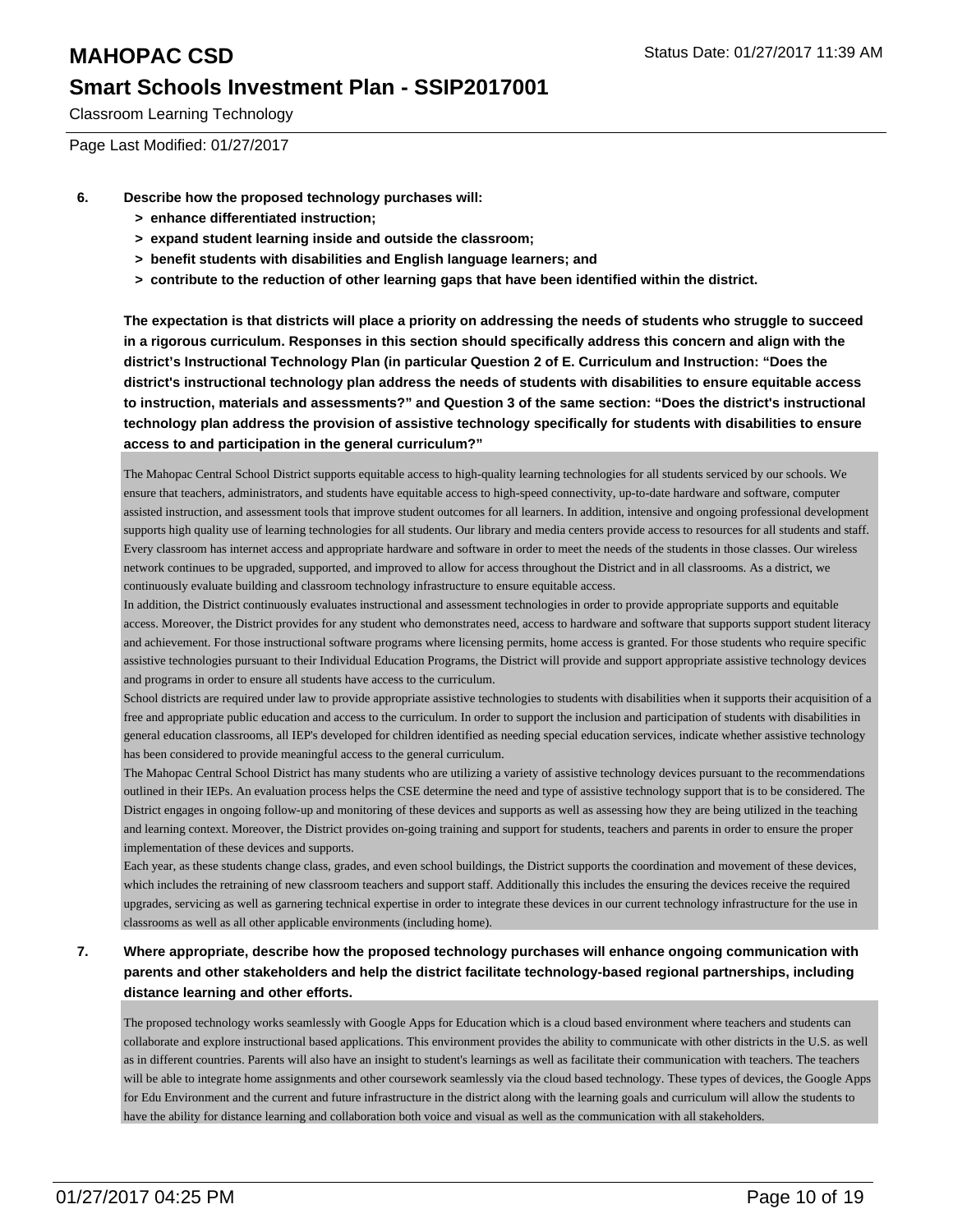**6. Describe how the proposed technology purchases will:**

- **> enhance differentiated instruction;**
- **> expand student learning inside and outside the classroom;**
- **> benefit students with disabilities and English language learners; and**
- **> contribute to the reduction of other learning gaps that have been identified within the district.**

**The expectation is that districts will place a priority on addressing the needs of students who struggle to succeed in a rigorous curriculum. Responses in this section should specifically address this concern and align with the district's Instructional Technology Plan (in particular Question 2 of E. Curriculum and Instruction: "Does the district's instructional technology plan address the needs of students with disabilities to ensure equitable access to instruction, materials and assessments?" and Question 3 of the same section: "Does the district's instructional technology plan address the provision of assistive technology specifically for students with disabilities to ensure access to and participation in the general curriculum?"**

The Mahopac Central School District supports equitable access to high-quality learning technologies for all students serviced by our schools. We ensure that teachers, administrators, and students have equitable access to high-speed connectivity, up-to-date hardware and software, computer assisted instruction, and assessment tools that improve student outcomes for all learners. In addition, intensive and ongoing professional development supports high quality use of learning technologies for all students. Our library and media centers provide access to resources for all students and staff. Every classroom has internet access and appropriate hardware and software in order to meet the needs of the students in those classes. Our wireless network continues to be upgraded, supported, and improved to allow for access throughout the District and in all classrooms. As a district, we continuously evaluate building and classroom technology infrastructure to ensure equitable access.

In addition, the District continuously evaluates instructional and assessment technologies in order to provide appropriate supports and equitable access. Moreover, the District provides for any student who demonstrates need, access to hardware and software that supports support student literacy and achievement. For those instructional software programs where licensing permits, home access is granted. For those students who require specific assistive technologies pursuant to their Individual Education Programs, the District will provide and support appropriate assistive technology devices and programs in order to ensure all students have access to the curriculum.

School districts are required under law to provide appropriate assistive technologies to students with disabilities when it supports their acquisition of a free and appropriate public education and access to the curriculum. In order to support the inclusion and participation of students with disabilities in general education classrooms, all IEP's developed for children identified as needing special education services, indicate whether assistive technology has been considered to provide meaningful access to the general curriculum.

The Mahopac Central School District has many students who are utilizing a variety of assistive technology devices pursuant to the recommendations outlined in their IEPs. An evaluation process helps the CSE determine the need and type of assistive technology support that is to be considered. The District engages in ongoing follow-up and monitoring of these devices and supports as well as assessing how they are being utilized in the teaching and learning context. Moreover, the District provides on-going training and support for students, teachers and parents in order to ensure the proper implementation of these devices and supports.

Each year, as these students change class, grades, and even school buildings, the District supports the coordination and movement of these devices, which includes the retraining of new classroom teachers and support staff. Additionally this includes the ensuring the devices receive the required upgrades, servicing as well as garnering technical expertise in order to integrate these devices in our current technology infrastructure for the use in classrooms as well as all other applicable environments (including home).

**7. Where appropriate, describe how the proposed technology purchases will enhance ongoing communication with parents and other stakeholders and help the district facilitate technology-based regional partnerships, including distance learning and other efforts.**

The proposed technology works seamlessly with Google Apps for Education which is a cloud based environment where teachers and students can collaborate and explore instructional based applications. This environment provides the ability to communicate with other districts in the U.S. as well as in different countries. Parents will also have an insight to student's learnings as well as facilitate their communication with teachers. The teachers will be able to integrate home assignments and other coursework seamlessly via the cloud based technology. These types of devices, the Google Apps for Edu Environment and the current and future infrastructure in the district along with the learning goals and curriculum will allow the students to have the ability for distance learning and collaboration both voice and visual as well as the communication with all stakeholders.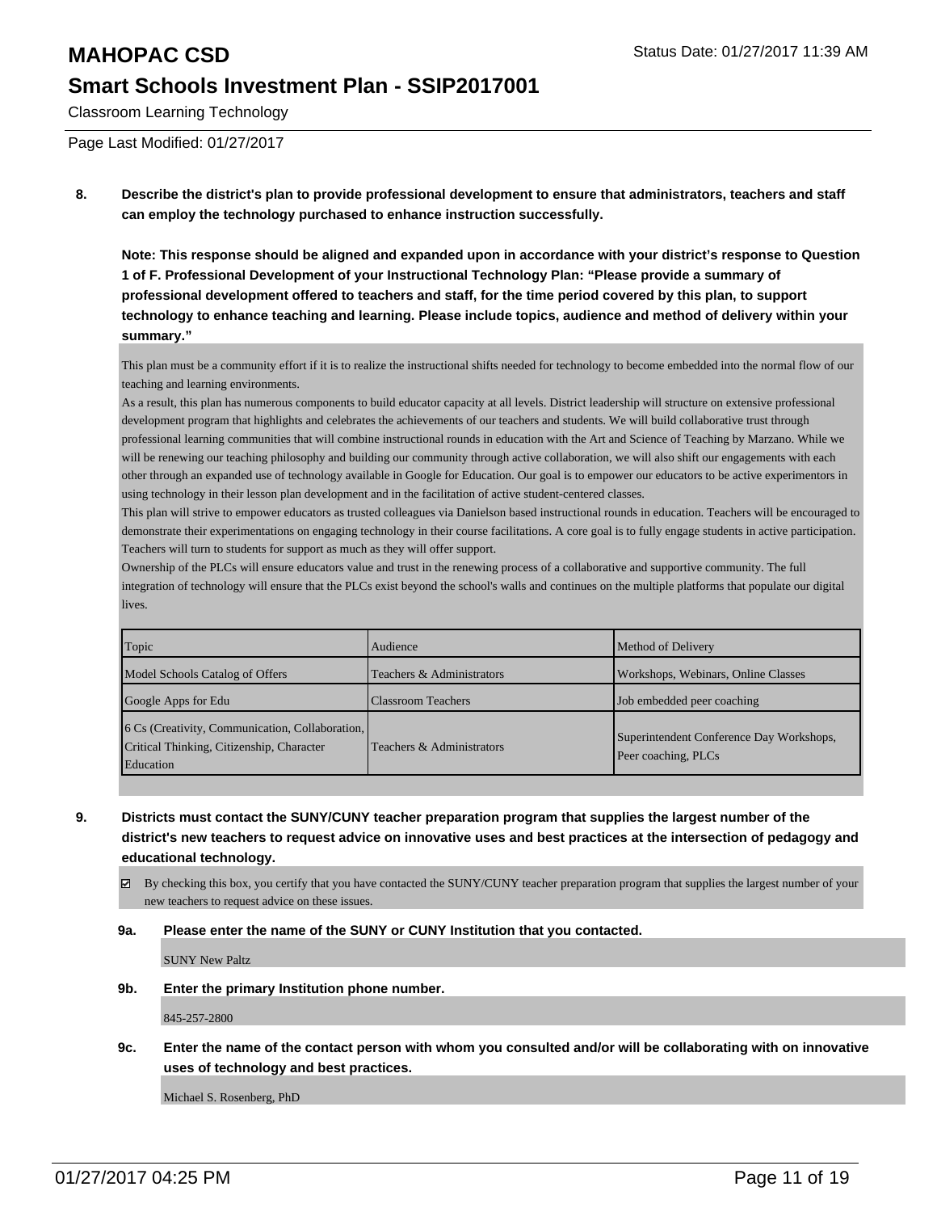**8. Describe the district's plan to provide professional development to ensure that administrators, teachers and staff can employ the technology purchased to enhance instruction successfully.**

**Note: This response should be aligned and expanded upon in accordance with your district's response to Question 1 of F. Professional Development of your Instructional Technology Plan: "Please provide a summary of professional development offered to teachers and staff, for the time period covered by this plan, to support technology to enhance teaching and learning. Please include topics, audience and method of delivery within your summary."**

This plan must be a community effort if it is to realize the instructional shifts needed for technology to become embedded into the normal flow of our teaching and learning environments.

As a result, this plan has numerous components to build educator capacity at all levels. District leadership will structure on extensive professional development program that highlights and celebrates the achievements of our teachers and students. We will build collaborative trust through professional learning communities that will combine instructional rounds in education with the Art and Science of Teaching by Marzano. While we will be renewing our teaching philosophy and building our community through active collaboration, we will also shift our engagements with each other through an expanded use of technology available in Google for Education. Our goal is to empower our educators to be active experimentors in using technology in their lesson plan development and in the facilitation of active student-centered classes.

This plan will strive to empower educators as trusted colleagues via Danielson based instructional rounds in education. Teachers will be encouraged to demonstrate their experimentations on engaging technology in their course facilitations. A core goal is to fully engage students in active participation. Teachers will turn to students for support as much as they will offer support.

Ownership of the PLCs will ensure educators value and trust in the renewing process of a collaborative and supportive community. The full integration of technology will ensure that the PLCs exist beyond the school's walls and continues on the multiple platforms that populate our digital lives.

| Topic | Audience | Method of Delivery |
|---|---|---|
| Model Schools Catalog of Offers | Teachers & Administrators | Workshops, Webinars, Online Classes |
| Google Apps for Edu | Classroom Teachers | Job embedded peer coaching |
| 6 Cs (Creativity, Communication, Collaboration, Critical Thinking, Citizenship, Character Education | Teachers & Administrators | Superintendent Conference Day Workshops, Peer coaching, PLCs |

**9. Districts must contact the SUNY/CUNY teacher preparation program that supplies the largest number of the district's new teachers to request advice on innovative uses and best practices at the intersection of pedagogy and educational technology.**

☑ By checking this box, you certify that you have contacted the SUNY/CUNY teacher preparation program that supplies the largest number of your new teachers to request advice on these issues.

**9a. Please enter the name of the SUNY or CUNY Institution that you contacted.**

SUNY New Paltz

**9b. Enter the primary Institution phone number.**

845-257-2800

**9c. Enter the name of the contact person with whom you consulted and/or will be collaborating with on innovative uses of technology and best practices.**

Michael S. Rosenberg, PhD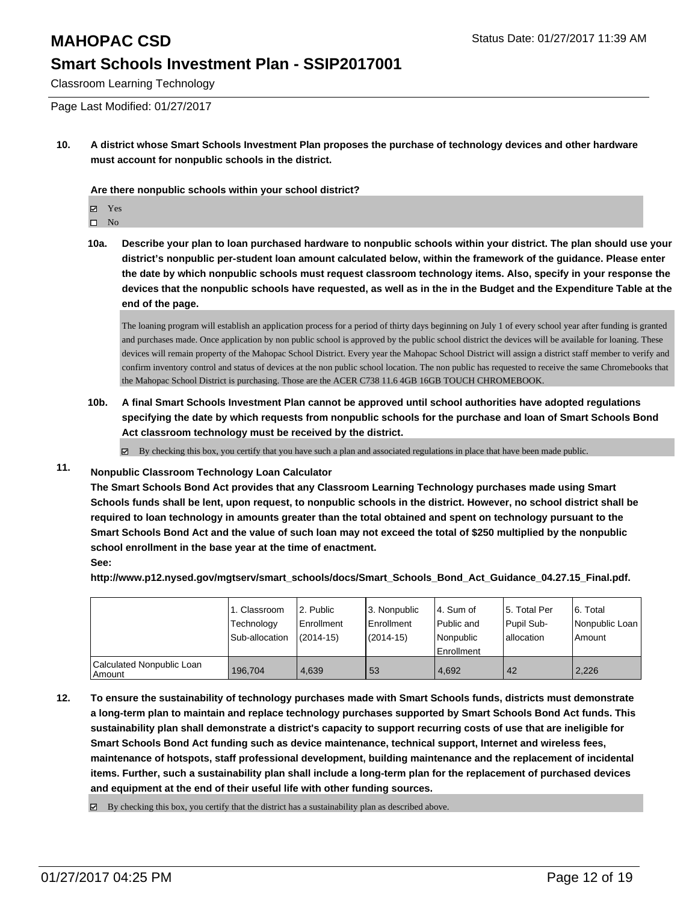**10. A district whose Smart Schools Investment Plan proposes the purchase of technology devices and other hardware must account for nonpublic schools in the district.**

**Are there nonpublic schools within your school district?**

☑ Yes
☐ No

**10a. Describe your plan to loan purchased hardware to nonpublic schools within your district. The plan should use your district's nonpublic per-student loan amount calculated below, within the framework of the guidance. Please enter the date by which nonpublic schools must request classroom technology items. Also, specify in your response the devices that the nonpublic schools have requested, as well as in the in the Budget and the Expenditure Table at the end of the page.**

The loaning program will establish an application process for a period of thirty days beginning on July 1 of every school year after funding is granted and purchases made. Once application by non public school is approved by the public school district the devices will be available for loaning. These devices will remain property of the Mahopac School District. Every year the Mahopac School District will assign a district staff member to verify and confirm inventory control and status of devices at the non public school location. The non public has requested to receive the same Chromebooks that the Mahopac School District is purchasing. Those are the ACER C738 11.6 4GB 16GB TOUCH CHROMEBOOK.

**10b. A final Smart Schools Investment Plan cannot be approved until school authorities have adopted regulations specifying the date by which requests from nonpublic schools for the purchase and loan of Smart Schools Bond Act classroom technology must be received by the district.**

☑ By checking this box, you certify that you have such a plan and associated regulations in place that have been made public.

**11. Nonpublic Classroom Technology Loan Calculator**

**The Smart Schools Bond Act provides that any Classroom Learning Technology purchases made using Smart Schools funds shall be lent, upon request, to nonpublic schools in the district. However, no school district shall be required to loan technology in amounts greater than the total obtained and spent on technology pursuant to the Smart Schools Bond Act and the value of such loan may not exceed the total of $250 multiplied by the nonpublic school enrollment in the base year at the time of enactment.**

**See:**

**http://www.p12.nysed.gov/mgtserv/smart_schools/docs/Smart_Schools_Bond_Act_Guidance_04.27.15_Final.pdf.**

| | 1. Classroom Technology Sub-allocation | 2. Public Enrollment (2014-15) | 3. Nonpublic Enrollment (2014-15) | 4. Sum of Public and Nonpublic Enrollment | 5. Total Per Pupil Sub-allocation | 6. Total Nonpublic Loan Amount |
|---|---|---|---|---|---|---|
| Calculated Nonpublic Loan Amount | 196,704 | 4,639 | 53 | 4,692 | 42 | 2,226 |

**12. To ensure the sustainability of technology purchases made with Smart Schools funds, districts must demonstrate a long-term plan to maintain and replace technology purchases supported by Smart Schools Bond Act funds. This sustainability plan shall demonstrate a district's capacity to support recurring costs of use that are ineligible for Smart Schools Bond Act funding such as device maintenance, technical support, Internet and wireless fees, maintenance of hotspots, staff professional development, building maintenance and the replacement of incidental items. Further, such a sustainability plan shall include a long-term plan for the replacement of purchased devices and equipment at the end of their useful life with other funding sources.**

☑ By checking this box, you certify that the district has a sustainability plan as described above.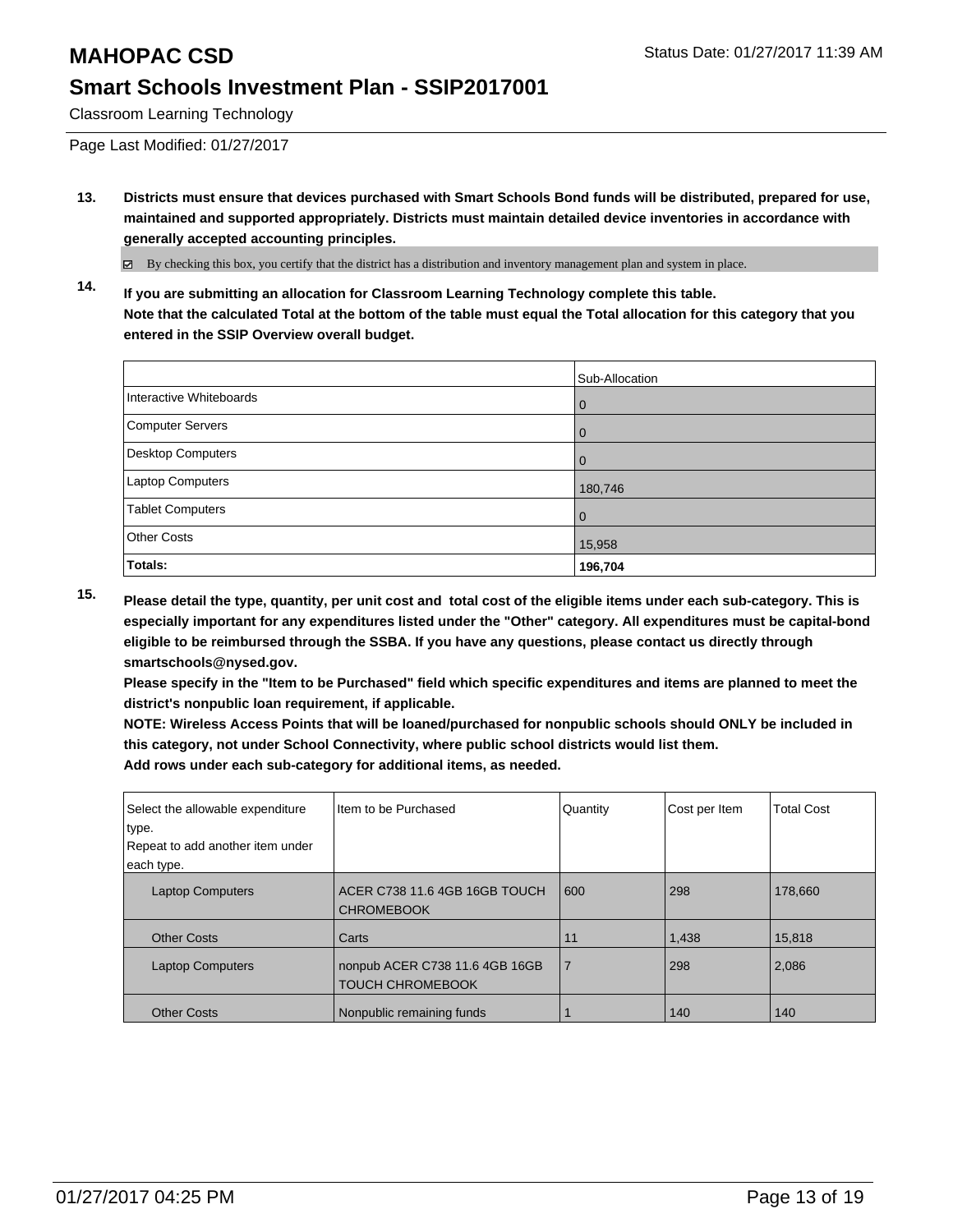# MAHOPAC CSD

## Smart Schools Investment Plan - SSIP2017001

Classroom Learning Technology

Page Last Modified: 01/27/2017

**13. Districts must ensure that devices purchased with Smart Schools Bond funds will be distributed, prepared for use, maintained and supported appropriately. Districts must maintain detailed device inventories in accordance with generally accepted accounting principles.**

☑ By checking this box, you certify that the district has a distribution and inventory management plan and system in place.

**14. If you are submitting an allocation for Classroom Learning Technology complete this table.**
**Note that the calculated Total at the bottom of the table must equal the Total allocation for this category that you entered in the SSIP Overview overall budget.**

| | Sub-Allocation |
|---|---|
| Interactive Whiteboards | 0 |
| Computer Servers | 0 |
| Desktop Computers | 0 |
| Laptop Computers | 180,746 |
| Tablet Computers | 0 |
| Other Costs | 15,958 |
| **Totals:** | **196,704** |

**15. Please detail the type, quantity, per unit cost and total cost of the eligible items under each sub-category. This is especially important for any expenditures listed under the "Other" category. All expenditures must be capital-bond eligible to be reimbursed through the SSBA. If you have any questions, please contact us directly through smartschools@nysed.gov.**
**Please specify in the "Item to be Purchased" field which specific expenditures and items are planned to meet the district's nonpublic loan requirement, if applicable.**
**NOTE: Wireless Access Points that will be loaned/purchased for nonpublic schools should ONLY be included in this category, not under School Connectivity, where public school districts would list them.**
**Add rows under each sub-category for additional items, as needed.**

| Select the allowable expenditure type. Repeat to add another item under each type. | Item to be Purchased | Quantity | Cost per Item | Total Cost |
|---|---|---|---|---|
| Laptop Computers | ACER C738 11.6 4GB 16GB TOUCH CHROMEBOOK | 600 | 298 | 178,660 |
| Other Costs | Carts | 11 | 1,438 | 15,818 |
| Laptop Computers | nonpub ACER C738 11.6 4GB 16GB TOUCH CHROMEBOOK | 7 | 298 | 2,086 |
| Other Costs | Nonpublic remaining funds | 1 | 140 | 140 |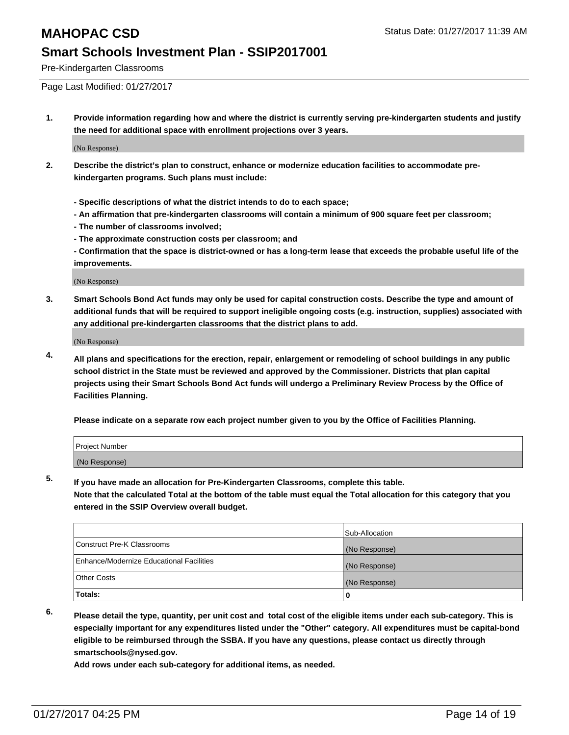# MAHOPAC CSD

Status Date: 01/27/2017 11:39 AM

## Smart Schools Investment Plan - SSIP2017001

Pre-Kindergarten Classrooms

Page Last Modified: 01/27/2017

**1. Provide information regarding how and where the district is currently serving pre-kindergarten students and justify the need for additional space with enrollment projections over 3 years.**

(No Response)

**2. Describe the district's plan to construct, enhance or modernize education facilities to accommodate pre-kindergarten programs. Such plans must include:**

**- Specific descriptions of what the district intends to do to each space;**
**- An affirmation that pre-kindergarten classrooms will contain a minimum of 900 square feet per classroom;**
**- The number of classrooms involved;**
**- The approximate construction costs per classroom; and**
**- Confirmation that the space is district-owned or has a long-term lease that exceeds the probable useful life of the improvements.**

(No Response)

**3. Smart Schools Bond Act funds may only be used for capital construction costs. Describe the type and amount of additional funds that will be required to support ineligible ongoing costs (e.g. instruction, supplies) associated with any additional pre-kindergarten classrooms that the district plans to add.**

(No Response)

**4. All plans and specifications for the erection, repair, enlargement or remodeling of school buildings in any public school district in the State must be reviewed and approved by the Commissioner. Districts that plan capital projects using their Smart Schools Bond Act funds will undergo a Preliminary Review Process by the Office of Facilities Planning.**

**Please indicate on a separate row each project number given to you by the Office of Facilities Planning.**

| Project Number |
| --- |
| (No Response) |

**5. If you have made an allocation for Pre-Kindergarten Classrooms, complete this table.**
**Note that the calculated Total at the bottom of the table must equal the Total allocation for this category that you entered in the SSIP Overview overall budget.**

| | Sub-Allocation |
| --- | --- |
| Construct Pre-K Classrooms | (No Response) |
| Enhance/Modernize Educational Facilities | (No Response) |
| Other Costs | (No Response) |
| **Totals:** | **0** |

**6. Please detail the type, quantity, per unit cost and total cost of the eligible items under each sub-category. This is especially important for any expenditures listed under the "Other" category. All expenditures must be capital-bond eligible to be reimbursed through the SSBA. If you have any questions, please contact us directly through smartschools@nysed.gov.**
**Add rows under each sub-category for additional items, as needed.**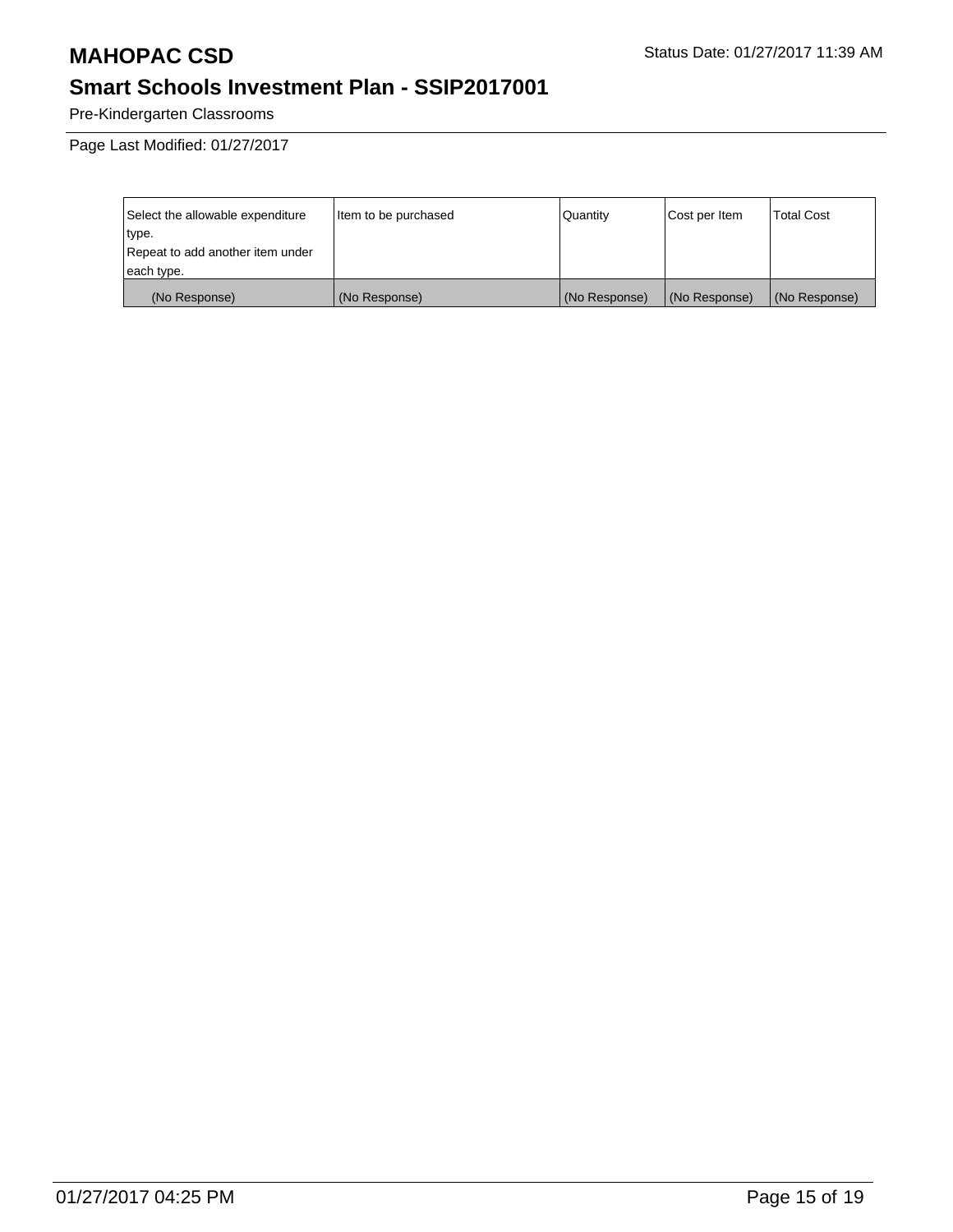Pre-Kindergarten Classrooms

Page Last Modified: 01/27/2017

| Select the allowable expenditure type. Repeat to add another item under each type. | Item to be purchased | Quantity | Cost per Item | Total Cost |
|---|---|---|---|---|
| (No Response) | (No Response) | (No Response) | (No Response) | (No Response) |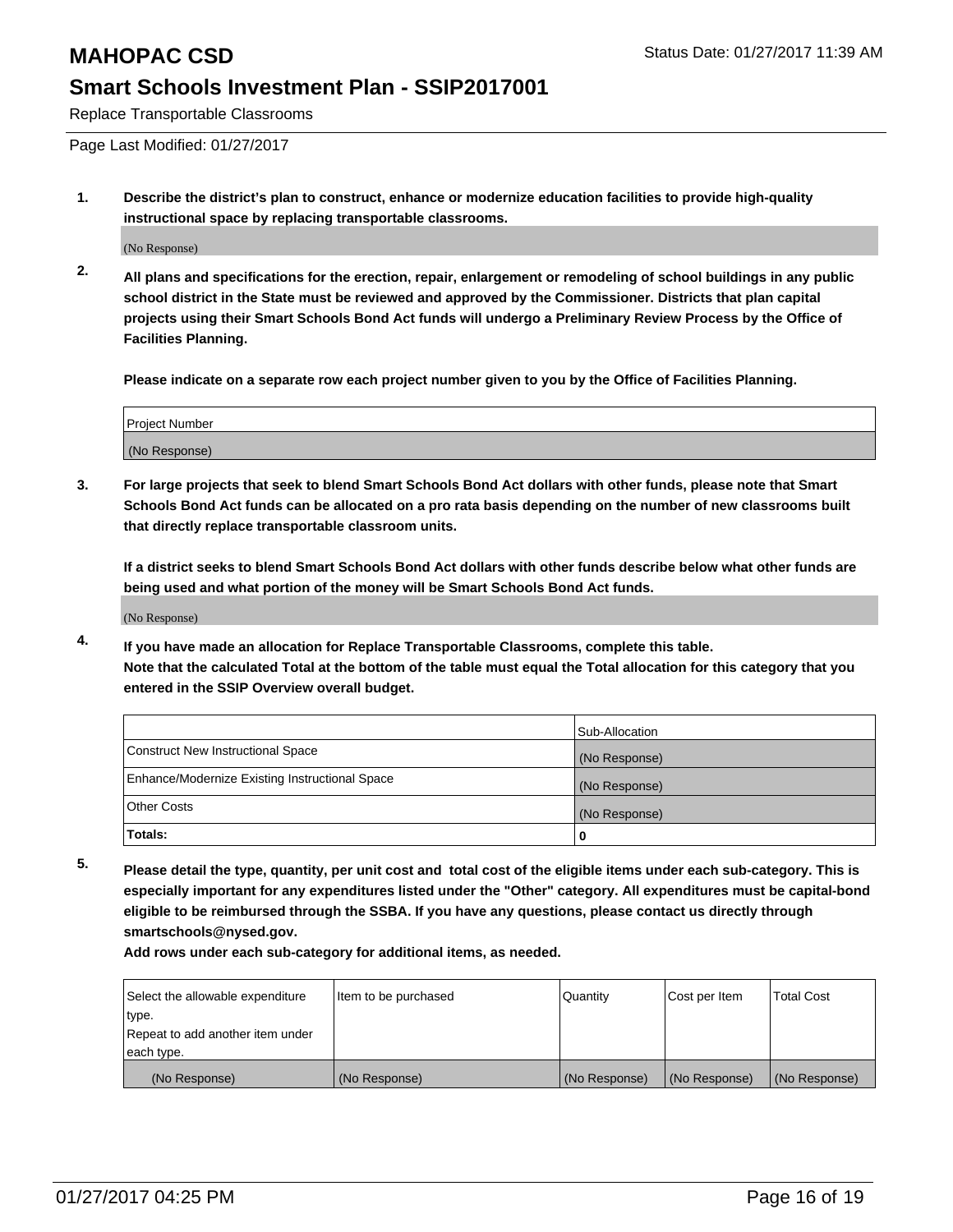Replace Transportable Classrooms

Page Last Modified: 01/27/2017

**1. Describe the district's plan to construct, enhance or modernize education facilities to provide high-quality instructional space by replacing transportable classrooms.**

(No Response)

**2. All plans and specifications for the erection, repair, enlargement or remodeling of school buildings in any public school district in the State must be reviewed and approved by the Commissioner. Districts that plan capital projects using their Smart Schools Bond Act funds will undergo a Preliminary Review Process by the Office of Facilities Planning.**

**Please indicate on a separate row each project number given to you by the Office of Facilities Planning.**

| Project Number |
|---|
| (No Response) |

**3. For large projects that seek to blend Smart Schools Bond Act dollars with other funds, please note that Smart Schools Bond Act funds can be allocated on a pro rata basis depending on the number of new classrooms built that directly replace transportable classroom units.**

**If a district seeks to blend Smart Schools Bond Act dollars with other funds describe below what other funds are being used and what portion of the money will be Smart Schools Bond Act funds.**

(No Response)

**4. If you have made an allocation for Replace Transportable Classrooms, complete this table.**
**Note that the calculated Total at the bottom of the table must equal the Total allocation for this category that you entered in the SSIP Overview overall budget.**

| | Sub-Allocation |
|---|---|
| Construct New Instructional Space | (No Response) |
| Enhance/Modernize Existing Instructional Space | (No Response) |
| Other Costs | (No Response) |
| **Totals:** | **0** |

**5. Please detail the type, quantity, per unit cost and total cost of the eligible items under each sub-category. This is especially important for any expenditures listed under the "Other" category. All expenditures must be capital-bond eligible to be reimbursed through the SSBA. If you have any questions, please contact us directly through smartschools@nysed.gov.**
**Add rows under each sub-category for additional items, as needed.**

| Select the allowable expenditure type. Repeat to add another item under each type. | Item to be purchased | Quantity | Cost per Item | Total Cost |
|---|---|---|---|---|
| (No Response) | (No Response) | (No Response) | (No Response) | (No Response) |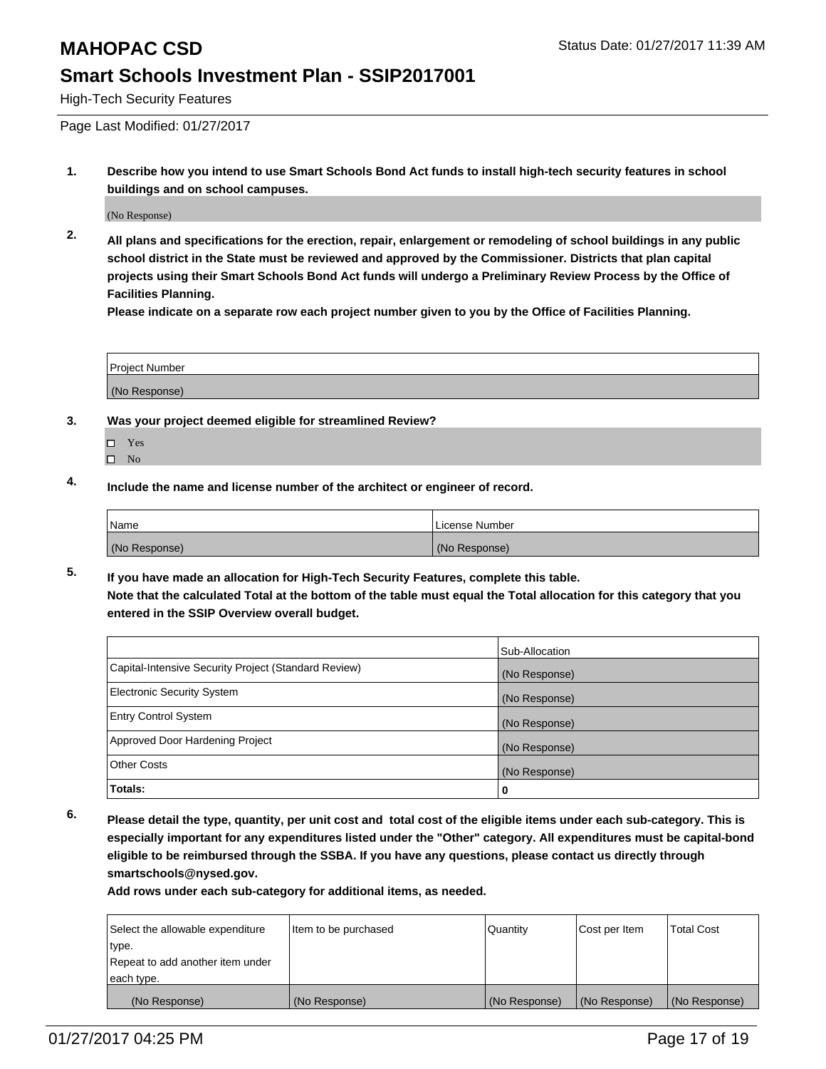# MAHOPAC CSD

Status Date: 01/27/2017 11:39 AM

## Smart Schools Investment Plan - SSIP2017001

High-Tech Security Features

Page Last Modified: 01/27/2017

**1. Describe how you intend to use Smart Schools Bond Act funds to install high-tech security features in school buildings and on school campuses.**

(No Response)

**2. All plans and specifications for the erection, repair, enlargement or remodeling of school buildings in any public school district in the State must be reviewed and approved by the Commissioner. Districts that plan capital projects using their Smart Schools Bond Act funds will undergo a Preliminary Review Process by the Office of Facilities Planning.**
**Please indicate on a separate row each project number given to you by the Office of Facilities Planning.**

| Project Number |
| --- |
| (No Response) |

**3. Was your project deemed eligible for streamlined Review?**

- ☐ Yes
- ☐ No

**4. Include the name and license number of the architect or engineer of record.**

| Name | License Number |
| --- | --- |
| (No Response) | (No Response) |

**5. If you have made an allocation for High-Tech Security Features, complete this table.**
**Note that the calculated Total at the bottom of the table must equal the Total allocation for this category that you entered in the SSIP Overview overall budget.**

| | Sub-Allocation |
| --- | --- |
| Capital-Intensive Security Project (Standard Review) | (No Response) |
| Electronic Security System | (No Response) |
| Entry Control System | (No Response) |
| Approved Door Hardening Project | (No Response) |
| Other Costs | (No Response) |
| **Totals:** | **0** |

**6. Please detail the type, quantity, per unit cost and total cost of the eligible items under each sub-category. This is especially important for any expenditures listed under the "Other" category. All expenditures must be capital-bond eligible to be reimbursed through the SSBA. If you have any questions, please contact us directly through smartschools@nysed.gov.**
**Add rows under each sub-category for additional items, as needed.**

| Select the allowable expenditure type. Repeat to add another item under each type. | Item to be purchased | Quantity | Cost per Item | Total Cost |
| --- | --- | --- | --- | --- |
| (No Response) | (No Response) | (No Response) | (No Response) | (No Response) |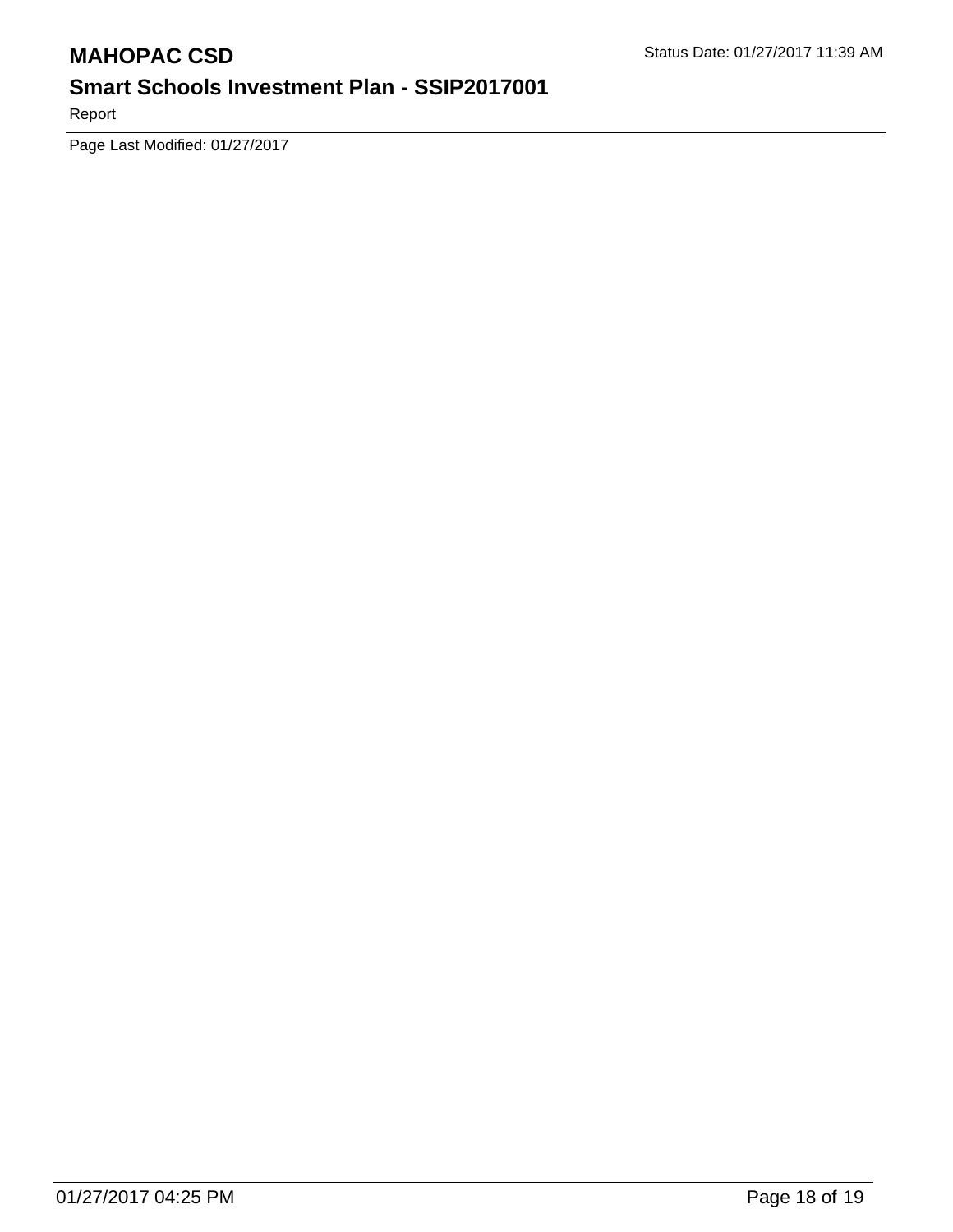Page Last Modified: 01/27/2017